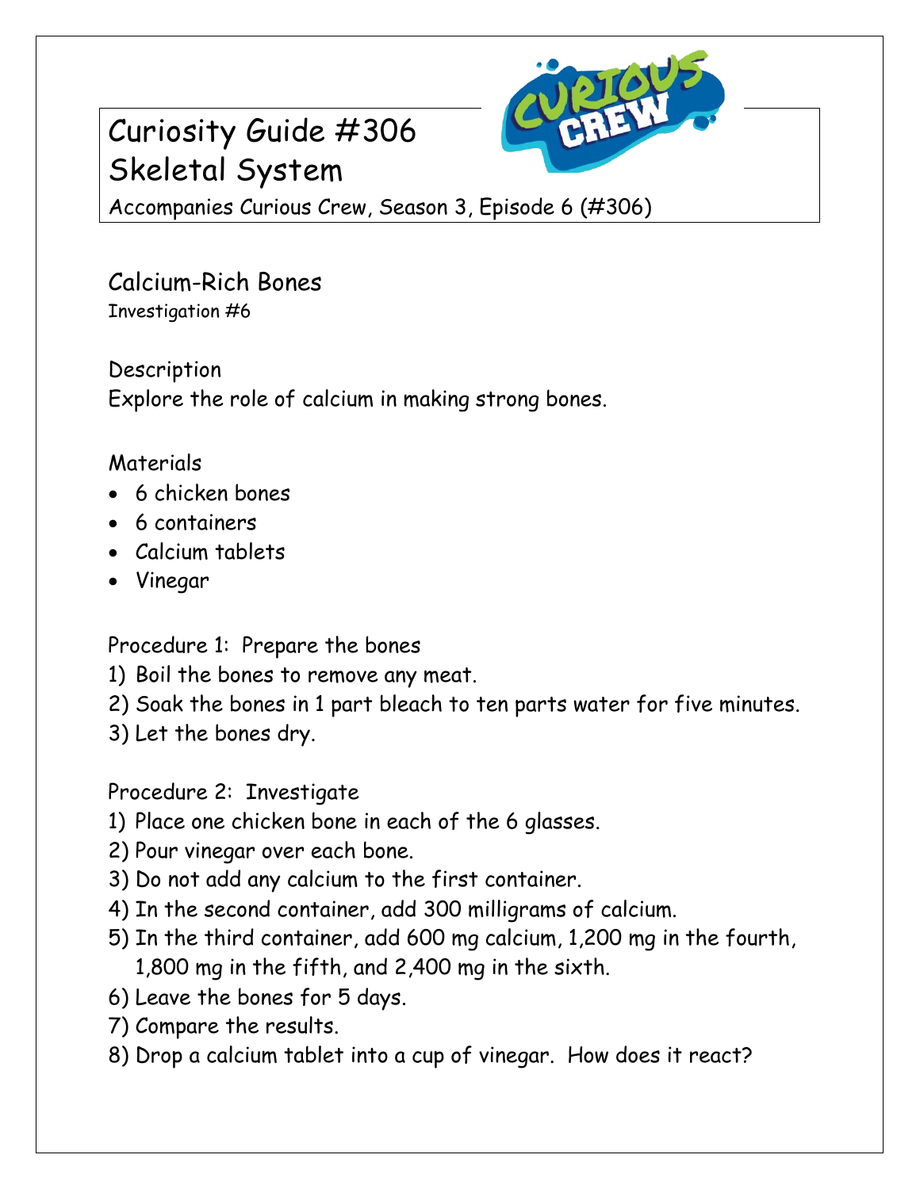# Curiosity Guide #306
# Skeletal System

Accompanies Curious Crew, Season 3, Episode 6 (#306)

## Calcium-Rich Bones

Investigation #6

### Description

Explore the role of calcium in making strong bones.

### Materials

- 6 chicken bones
- 6 containers
- Calcium tablets
- Vinegar

### Procedure 1: Prepare the bones

1) Boil the bones to remove any meat.
2) Soak the bones in 1 part bleach to ten parts water for five minutes.
3) Let the bones dry.

### Procedure 2: Investigate

1) Place one chicken bone in each of the 6 glasses.
2) Pour vinegar over each bone.
3) Do not add any calcium to the first container.
4) In the second container, add 300 milligrams of calcium.
5) In the third container, add 600 mg calcium, 1,200 mg in the fourth, 1,800 mg in the fifth, and 2,400 mg in the sixth.
6) Leave the bones for 5 days.
7) Compare the results.
8) Drop a calcium tablet into a cup of vinegar. How does it react?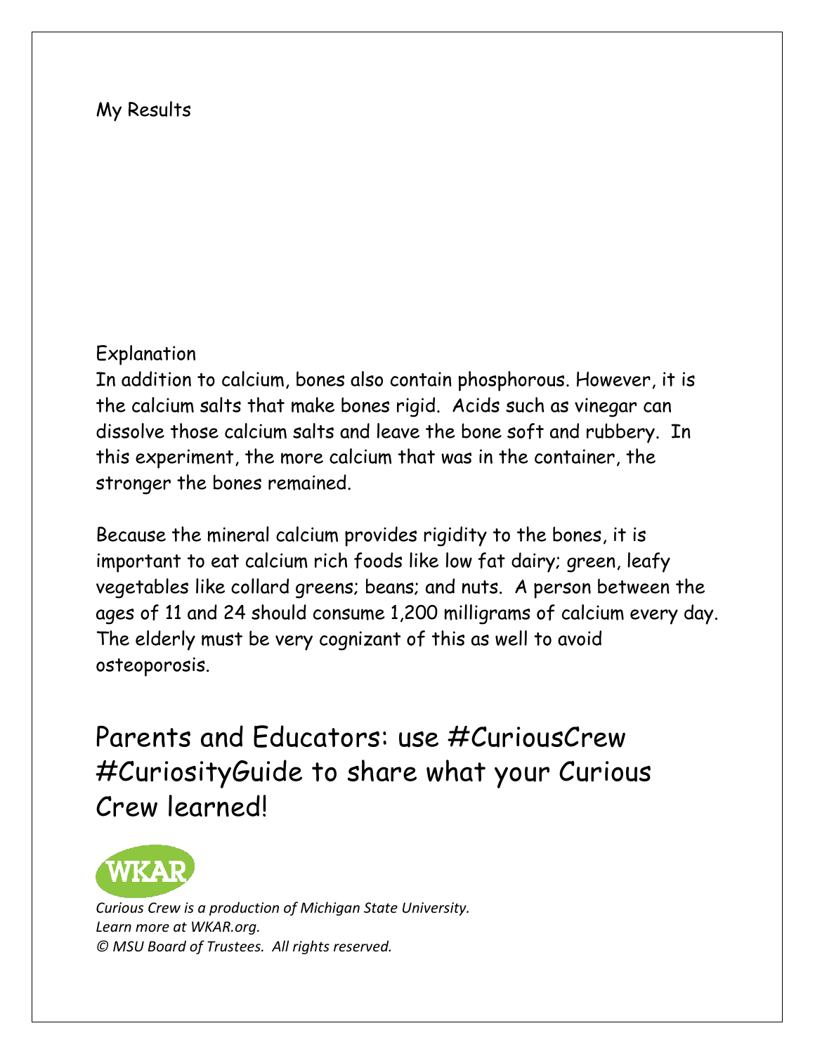My Results

Explanation

In addition to calcium, bones also contain phosphorous. However, it is the calcium salts that make bones rigid. Acids such as vinegar can dissolve those calcium salts and leave the bone soft and rubbery. In this experiment, the more calcium that was in the container, the stronger the bones remained.

Because the mineral calcium provides rigidity to the bones, it is important to eat calcium rich foods like low fat dairy; green, leafy vegetables like collard greens; beans; and nuts. A person between the ages of 11 and 24 should consume 1,200 milligrams of calcium every day. The elderly must be very cognizant of this as well to avoid osteoporosis.

## Parents and Educators: use #CuriousCrew #CuriosityGuide to share what your Curious Crew learned!

WKAR

*Curious Crew is a production of Michigan State University.*
*Learn more at WKAR.org.*
*© MSU Board of Trustees. All rights reserved.*